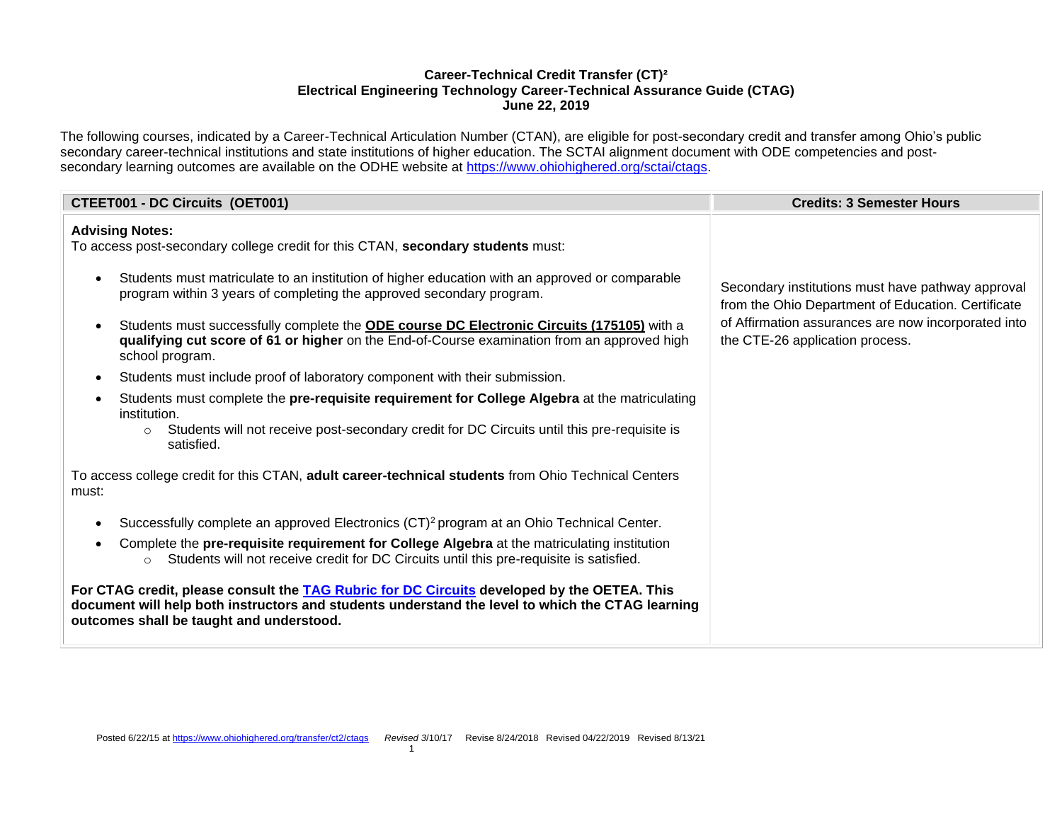**Career-Technical Credit Transfer (CT)²**
**Electrical Engineering Technology Career-Technical Assurance Guide (CTAG)**
**June 22, 2019**

The following courses, indicated by a Career-Technical Articulation Number (CTAN), are eligible for post-secondary credit and transfer among Ohio's public secondary career-technical institutions and state institutions of higher education. The SCTAI alignment document with ODE competencies and post-secondary learning outcomes are available on the ODHE website at https://www.ohiohighered.org/sctai/ctags.

| **CTEET001 - DC Circuits (OET001)** | **Credits: 3 Semester Hours** |
| --- | --- |
| **Advising Notes:**<br>To access post-secondary college credit for this CTAN, **secondary students** must:<br><br>• Students must matriculate to an institution of higher education with an approved or comparable program within 3 years of completing the approved secondary program.<br>• Students must successfully complete the **ODE course DC Electronic Circuits (175105)** with a **qualifying cut score of 61 or higher** on the End-of-Course examination from an approved high school program.<br>• Students must include proof of laboratory component with their submission.<br>• Students must complete the **pre-requisite requirement for College Algebra** at the matriculating institution.<br>&nbsp;&nbsp;&nbsp;&nbsp;○ Students will not receive post-secondary credit for DC Circuits until this pre-requisite is satisfied.<br><br>To access college credit for this CTAN, **adult career-technical students** from Ohio Technical Centers must:<br><br>• Successfully complete an approved Electronics (CT)[2] program at an Ohio Technical Center.<br>• Complete the **pre-requisite requirement for College Algebra** at the matriculating institution<br>&nbsp;&nbsp;&nbsp;&nbsp;○ Students will not receive credit for DC Circuits until this pre-requisite is satisfied.<br><br>**For CTAG credit, please consult the TAG Rubric for DC Circuits developed by the OETEA. This document will help both instructors and students understand the level to which the CTAG learning outcomes shall be taught and understood.** | Secondary institutions must have pathway approval from the Ohio Department of Education. Certificate of Affirmation assurances are now incorporated into the CTE-26 application process. |

Posted 6/22/15 at https://www.ohiohighered.org/transfer/ct2/ctags *Revised 3*/10/17 Revise 8/24/2018 Revised 04/22/2019 Revised 8/13/21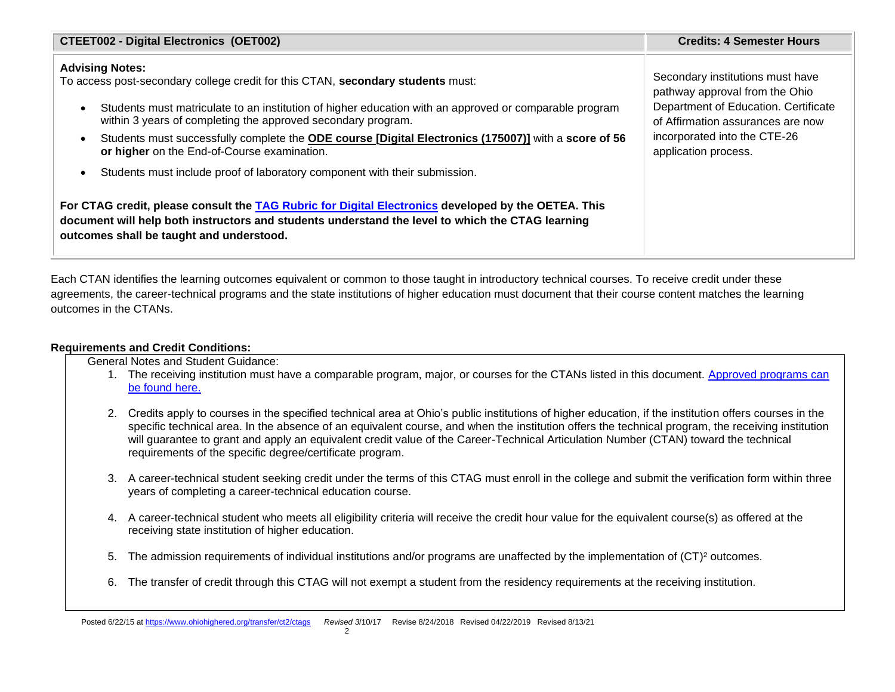| CTEET002 - Digital Electronics (OET002) | Credits: 4 Semester Hours |
| --- | --- |
| **Advising Notes:**<br>To access post-secondary college credit for this CTAN, **secondary students** must:<br>• Students must matriculate to an institution of higher education with an approved or comparable program within 3 years of completing the approved secondary program.<br>• Students must successfully complete the **ODE course [Digital Electronics (175007)]** with a **score of 56 or higher** on the End-of-Course examination.<br>• Students must include proof of laboratory component with their submission.<br><br>**For CTAG credit, please consult the TAG Rubric for Digital Electronics developed by the OETEA. This document will help both instructors and students understand the level to which the CTAG learning outcomes shall be taught and understood.** | Secondary institutions must have pathway approval from the Ohio Department of Education. Certificate of Affirmation assurances are now incorporated into the CTE-26 application process. |

Each CTAN identifies the learning outcomes equivalent or common to those taught in introductory technical courses. To receive credit under these agreements, the career-technical programs and the state institutions of higher education must document that their course content matches the learning outcomes in the CTANs.

**Requirements and Credit Conditions:**

General Notes and Student Guidance:

1. The receiving institution must have a comparable program, major, or courses for the CTANs listed in this document. Approved programs can be found here.
2. Credits apply to courses in the specified technical area at Ohio's public institutions of higher education, if the institution offers courses in the specific technical area. In the absence of an equivalent course, and when the institution offers the technical program, the receiving institution will guarantee to grant and apply an equivalent credit value of the Career-Technical Articulation Number (CTAN) toward the technical requirements of the specific degree/certificate program.
3. A career-technical student seeking credit under the terms of this CTAG must enroll in the college and submit the verification form within three years of completing a career-technical education course.
4. A career-technical student who meets all eligibility criteria will receive the credit hour value for the equivalent course(s) as offered at the receiving state institution of higher education.
5. The admission requirements of individual institutions and/or programs are unaffected by the implementation of $(CT)^2$ outcomes.
6. The transfer of credit through this CTAG will not exempt a student from the residency requirements at the receiving institution.

Posted 6/22/15 at https://www.ohiohighered.org/transfer/ct2/ctags *Revised 3*/10/17 Revise 8/24/2018 Revised 04/22/2019 Revised 8/13/21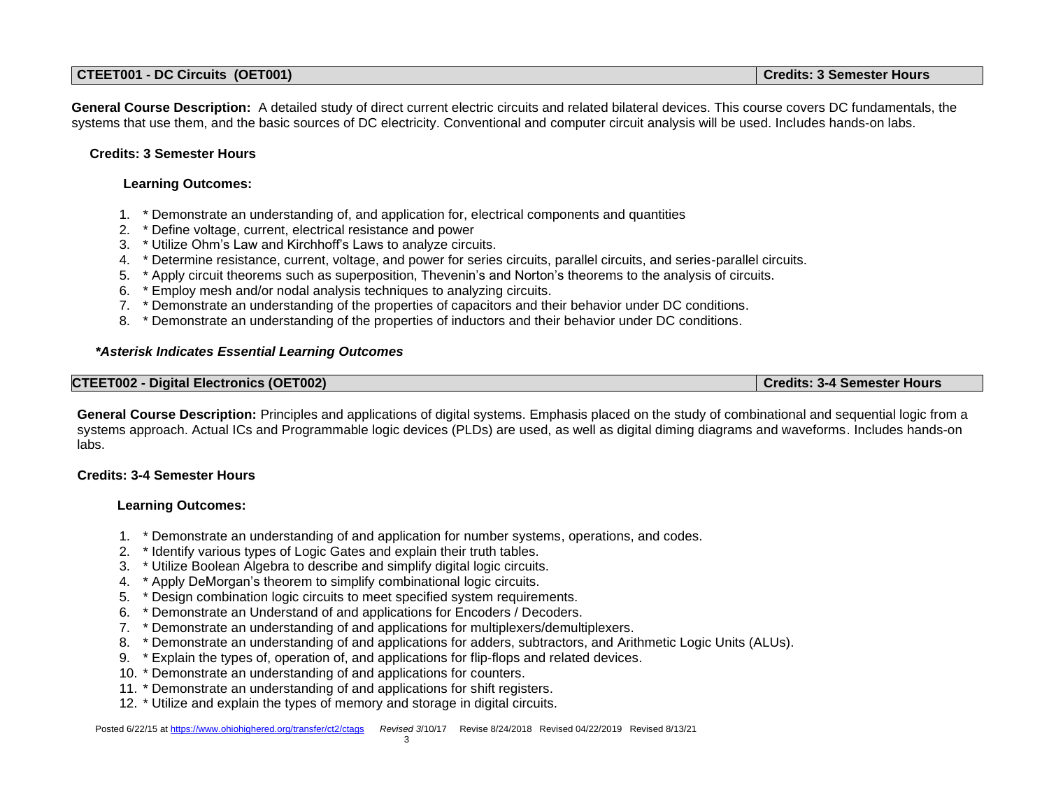| CTEET001 - DC Circuits (OET001) | Credits: 3 Semester Hours |
| --- | --- |

**General Course Description:** A detailed study of direct current electric circuits and related bilateral devices. This course covers DC fundamentals, the systems that use them, and the basic sources of DC electricity. Conventional and computer circuit analysis will be used. Includes hands-on labs.

**Credits: 3 Semester Hours**

**Learning Outcomes:**

1. * Demonstrate an understanding of, and application for, electrical components and quantities
2. * Define voltage, current, electrical resistance and power
3. * Utilize Ohm's Law and Kirchhoff's Laws to analyze circuits.
4. * Determine resistance, current, voltage, and power for series circuits, parallel circuits, and series-parallel circuits.
5. * Apply circuit theorems such as superposition, Thevenin's and Norton's theorems to the analysis of circuits.
6. * Employ mesh and/or nodal analysis techniques to analyzing circuits.
7. * Demonstrate an understanding of the properties of capacitors and their behavior under DC conditions.
8. * Demonstrate an understanding of the properties of inductors and their behavior under DC conditions.

***Asterisk Indicates Essential Learning Outcomes***

| CTEET002 - Digital Electronics (OET002) | Credits: 3-4 Semester Hours |
| --- | --- |

**General Course Description:** Principles and applications of digital systems. Emphasis placed on the study of combinational and sequential logic from a systems approach. Actual ICs and Programmable logic devices (PLDs) are used, as well as digital diming diagrams and waveforms. Includes hands-on labs.

**Credits: 3-4 Semester Hours**

**Learning Outcomes:**

1. * Demonstrate an understanding of and application for number systems, operations, and codes.
2. * Identify various types of Logic Gates and explain their truth tables.
3. * Utilize Boolean Algebra to describe and simplify digital logic circuits.
4. * Apply DeMorgan's theorem to simplify combinational logic circuits.
5. * Design combination logic circuits to meet specified system requirements.
6. * Demonstrate an Understand of and applications for Encoders / Decoders.
7. * Demonstrate an understanding of and applications for multiplexers/demultiplexers.
8. * Demonstrate an understanding of and applications for adders, subtractors, and Arithmetic Logic Units (ALUs).
9. * Explain the types of, operation of, and applications for flip-flops and related devices.
10. * Demonstrate an understanding of and applications for counters.
11. * Demonstrate an understanding of and applications for shift registers.
12. * Utilize and explain the types of memory and storage in digital circuits.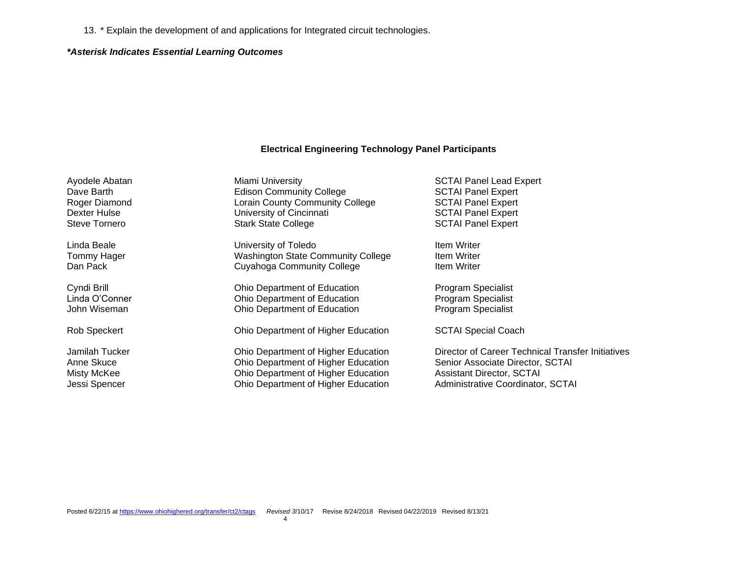13. * Explain the development of and applications for Integrated circuit technologies.

***Asterisk Indicates Essential Learning Outcomes***

## Electrical Engineering Technology Panel Participants

| | | |
|---|---|---|
| Ayodele Abatan | Miami University | SCTAI Panel Lead Expert |
| Dave Barth | Edison Community College | SCTAI Panel Expert |
| Roger Diamond | Lorain County Community College | SCTAI Panel Expert |
| Dexter Hulse | University of Cincinnati | SCTAI Panel Expert |
| Steve Tornero | Stark State College | SCTAI Panel Expert |
| Linda Beale | University of Toledo | Item Writer |
| Tommy Hager | Washington State Community College | Item Writer |
| Dan Pack | Cuyahoga Community College | Item Writer |
| Cyndi Brill | Ohio Department of Education | Program Specialist |
| Linda O'Conner | Ohio Department of Education | Program Specialist |
| John Wiseman | Ohio Department of Education | Program Specialist |
| Rob Speckert | Ohio Department of Higher Education | SCTAI Special Coach |
| Jamilah Tucker | Ohio Department of Higher Education | Director of Career Technical Transfer Initiatives |
| Anne Skuce | Ohio Department of Higher Education | Senior Associate Director, SCTAI |
| Misty McKee | Ohio Department of Higher Education | Assistant Director, SCTAI |
| Jessi Spencer | Ohio Department of Higher Education | Administrative Coordinator, SCTAI |

Posted 6/22/15 at https://www.ohiohighered.org/transfer/ct2/ctags *Revised 3*/10/17 Revise 8/24/2018 Revised 04/22/2019 Revised 8/13/21